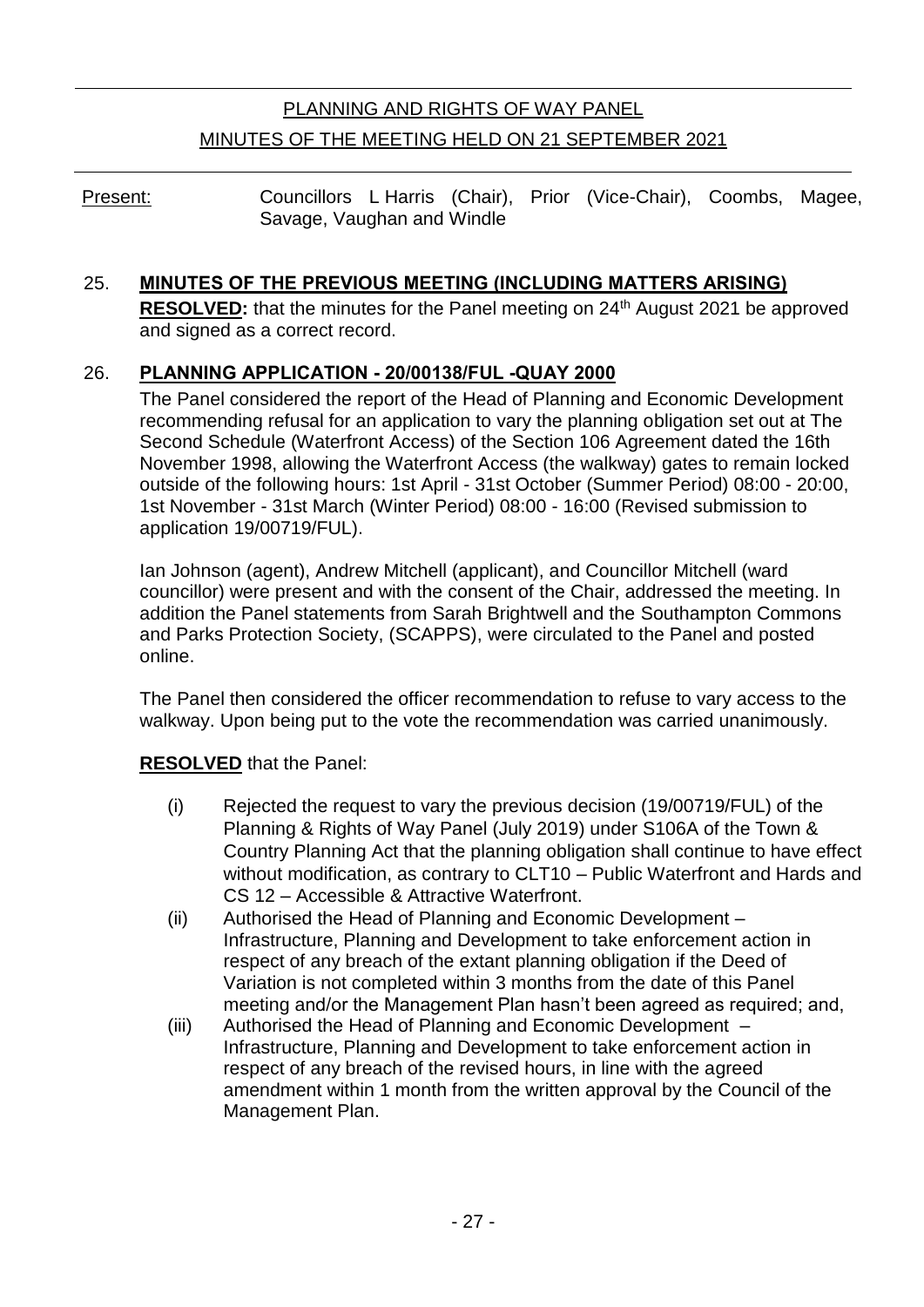# PLANNING AND RIGHTS OF WAY PANEL

## MINUTES OF THE MEETING HELD ON 21 SEPTEMBER 2021

Present: Councillors L Harris (Chair), Prior (Vice-Chair), Coombs, Magee, Savage, Vaughan and Windle

### 25. MINUTES OF THE PREVIOUS MEETING (INCLUDING MATTERS ARISING)

**RESOLVED:** that the minutes for the Panel meeting on 24th August 2021 be approved and signed as a correct record.

### 26. PLANNING APPLICATION - 20/00138/FUL -QUAY 2000

The Panel considered the report of the Head of Planning and Economic Development recommending refusal for an application to vary the planning obligation set out at The Second Schedule (Waterfront Access) of the Section 106 Agreement dated the 16th November 1998, allowing the Waterfront Access (the walkway) gates to remain locked outside of the following hours: 1st April - 31st October (Summer Period) 08:00 - 20:00, 1st November - 31st March (Winter Period) 08:00 - 16:00 (Revised submission to application 19/00719/FUL).

Ian Johnson (agent), Andrew Mitchell (applicant), and Councillor Mitchell (ward councillor) were present and with the consent of the Chair, addressed the meeting. In addition the Panel statements from Sarah Brightwell and the Southampton Commons and Parks Protection Society, (SCAPPS), were circulated to the Panel and posted online.

The Panel then considered the officer recommendation to refuse to vary access to the walkway. Upon being put to the vote the recommendation was carried unanimously.

**RESOLVED** that the Panel:

(i) Rejected the request to vary the previous decision (19/00719/FUL) of the Planning & Rights of Way Panel (July 2019) under S106A of the Town & Country Planning Act that the planning obligation shall continue to have effect without modification, as contrary to CLT10 – Public Waterfront and Hards and CS 12 – Accessible & Attractive Waterfront.

(ii) Authorised the Head of Planning and Economic Development – Infrastructure, Planning and Development to take enforcement action in respect of any breach of the extant planning obligation if the Deed of Variation is not completed within 3 months from the date of this Panel meeting and/or the Management Plan hasn't been agreed as required; and,

(iii) Authorised the Head of Planning and Economic Development – Infrastructure, Planning and Development to take enforcement action in respect of any breach of the revised hours, in line with the agreed amendment within 1 month from the written approval by the Council of the Management Plan.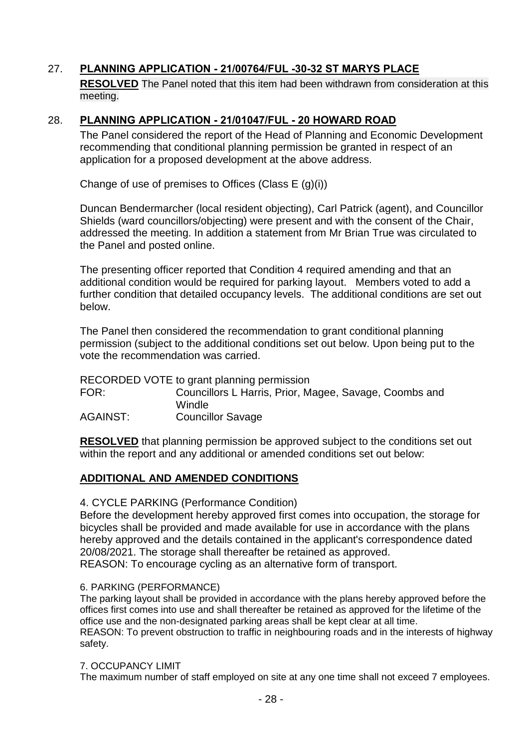## 27. **PLANNING APPLICATION - 21/00764/FUL -30-32 ST MARYS PLACE**

**RESOLVED** The Panel noted that this item had been withdrawn from consideration at this meeting.

## 28. **PLANNING APPLICATION - 21/01047/FUL - 20 HOWARD ROAD**

The Panel considered the report of the Head of Planning and Economic Development recommending that conditional planning permission be granted in respect of an application for a proposed development at the above address.

Change of use of premises to Offices (Class E (g)(i))

Duncan Bendermarcher (local resident objecting), Carl Patrick (agent), and Councillor Shields (ward councillors/objecting) were present and with the consent of the Chair, addressed the meeting. In addition a statement from Mr Brian True was circulated to the Panel and posted online.

The presenting officer reported that Condition 4 required amending and that an additional condition would be required for parking layout. Members voted to add a further condition that detailed occupancy levels. The additional conditions are set out below.

The Panel then considered the recommendation to grant conditional planning permission (subject to the additional conditions set out below. Upon being put to the vote the recommendation was carried.

RECORDED VOTE to grant planning permission

| | |
|---|---|
| FOR: | Councillors L Harris, Prior, Magee, Savage, Coombs and Windle |
| AGAINST: | Councillor Savage |

**RESOLVED** that planning permission be approved subject to the conditions set out within the report and any additional or amended conditions set out below:

### **ADDITIONAL AND AMENDED CONDITIONS**

4. CYCLE PARKING (Performance Condition)
Before the development hereby approved first comes into occupation, the storage for bicycles shall be provided and made available for use in accordance with the plans hereby approved and the details contained in the applicant's correspondence dated 20/08/2021. The storage shall thereafter be retained as approved.
REASON: To encourage cycling as an alternative form of transport.

6. PARKING (PERFORMANCE)
The parking layout shall be provided in accordance with the plans hereby approved before the offices first comes into use and shall thereafter be retained as approved for the lifetime of the office use and the non-designated parking areas shall be kept clear at all time.
REASON: To prevent obstruction to traffic in neighbouring roads and in the interests of highway safety.

7. OCCUPANCY LIMIT
The maximum number of staff employed on site at any one time shall not exceed 7 employees.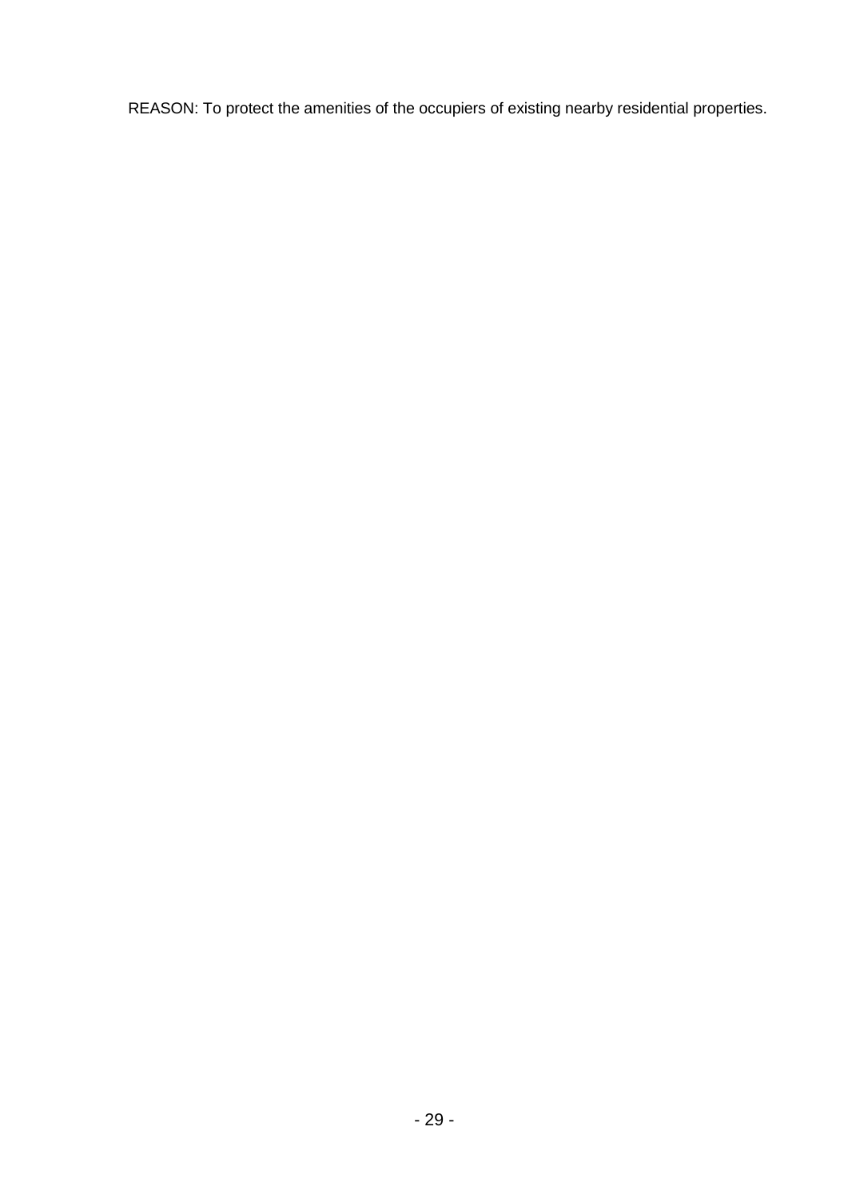REASON: To protect the amenities of the occupiers of existing nearby residential properties.